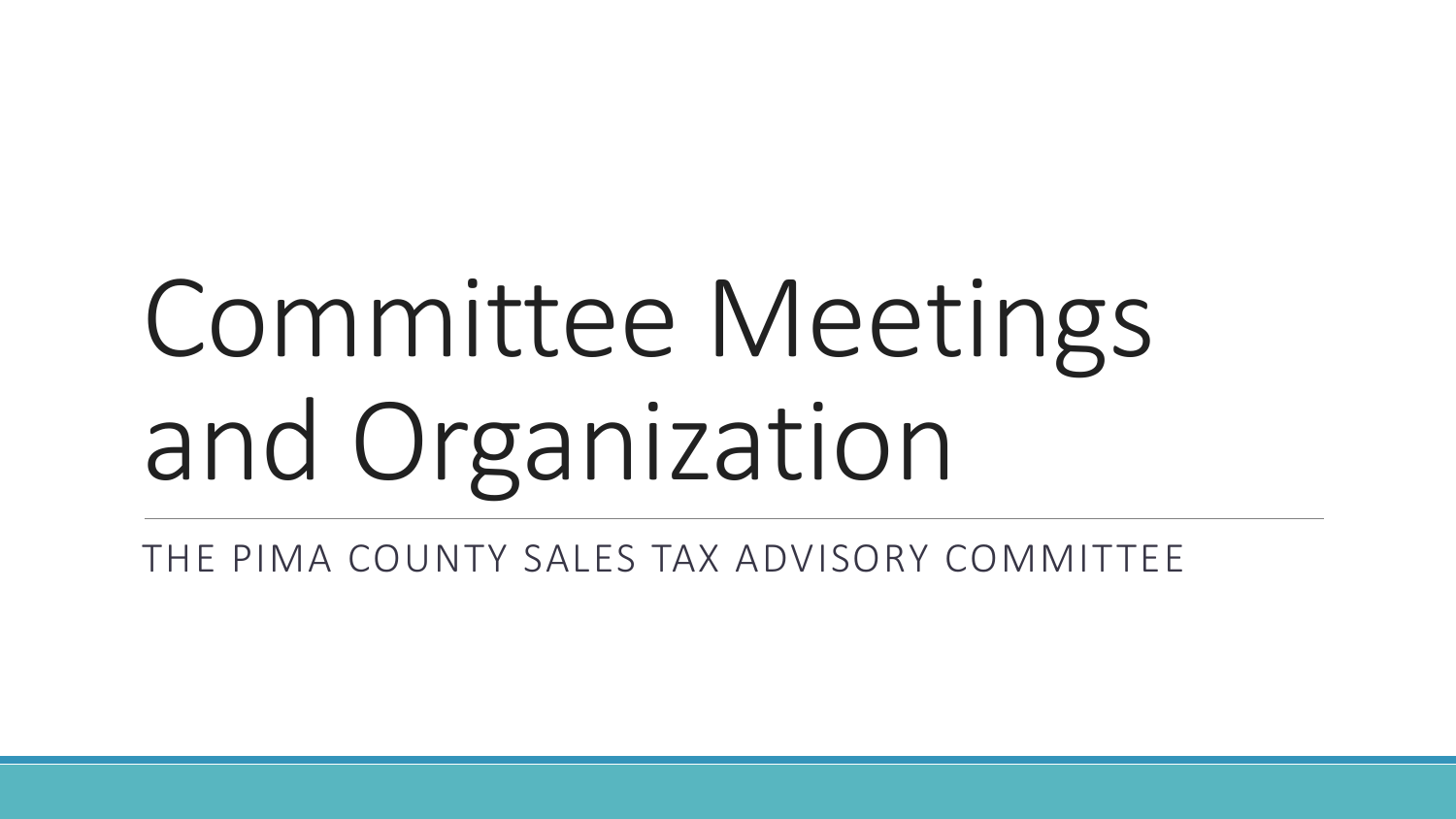# Committee Meetings and Organization

THE PIMA COUNTY SALES TAX ADVISORY COMMITTEE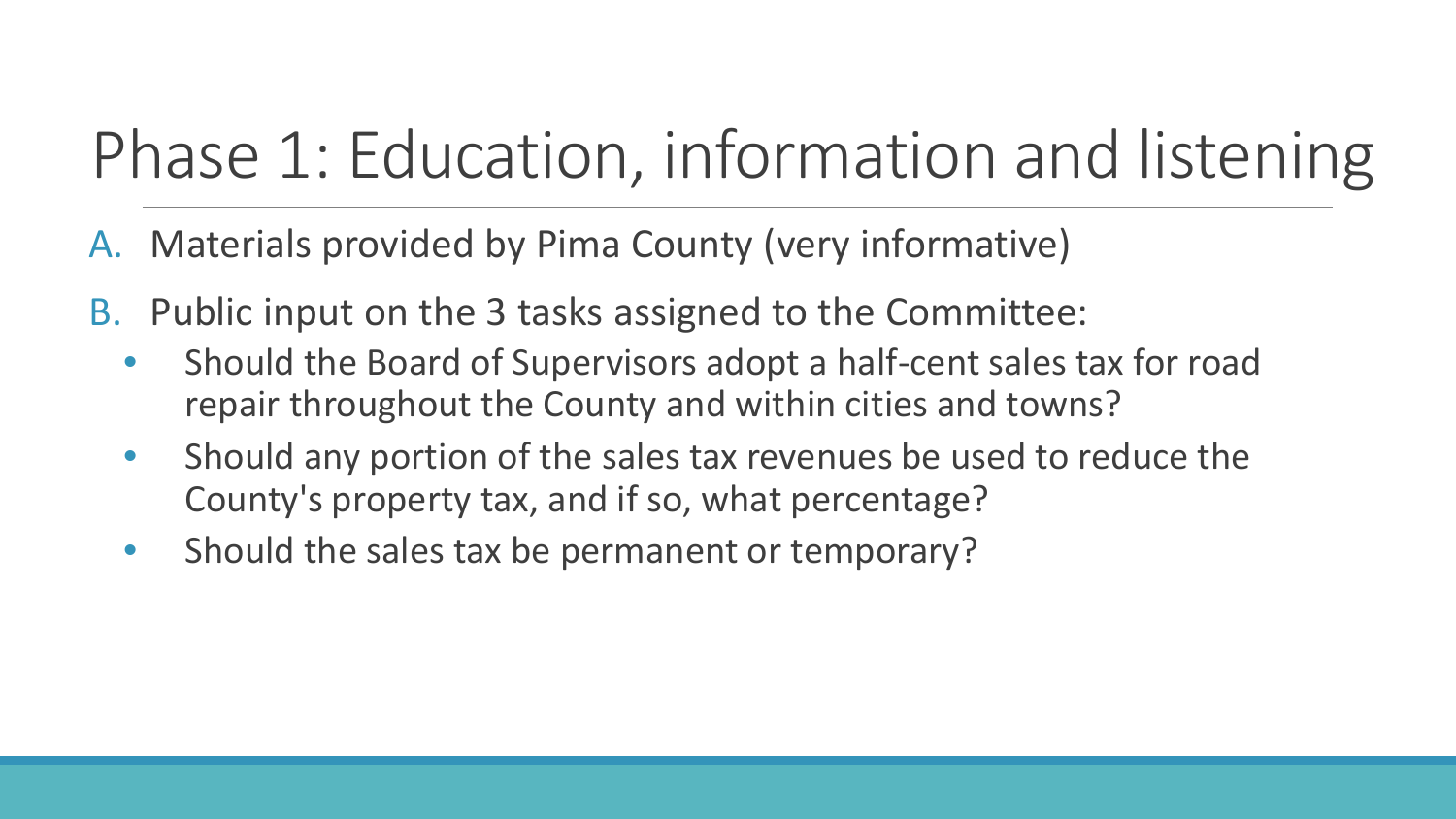# Phase 1: Education, information and listening

A. Materials provided by Pima County (very informative)

B. Public input on the 3 tasks assigned to the Committee:
   - Should the Board of Supervisors adopt a half-cent sales tax for road repair throughout the County and within cities and towns?
   - Should any portion of the sales tax revenues be used to reduce the County's property tax, and if so, what percentage?
   - Should the sales tax be permanent or temporary?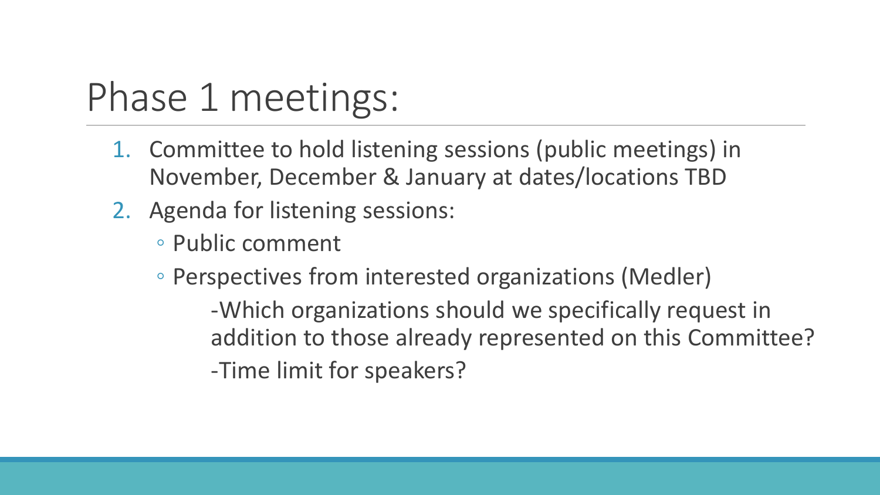# Phase 1 meetings:

1. Committee to hold listening sessions (public meetings) in November, December & January at dates/locations TBD
2. Agenda for listening sessions:
   - Public comment
   - Perspectives from interested organizations (Medler)

     -Which organizations should we specifically request in addition to those already represented on this Committee?

     -Time limit for speakers?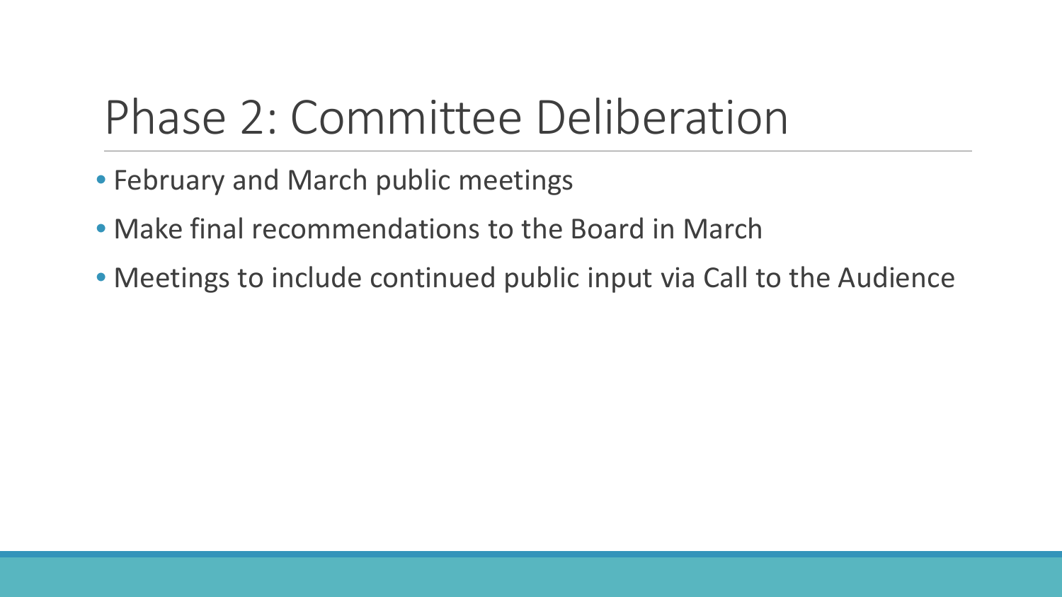# Phase 2: Committee Deliberation

- February and March public meetings
- Make final recommendations to the Board in March
- Meetings to include continued public input via Call to the Audience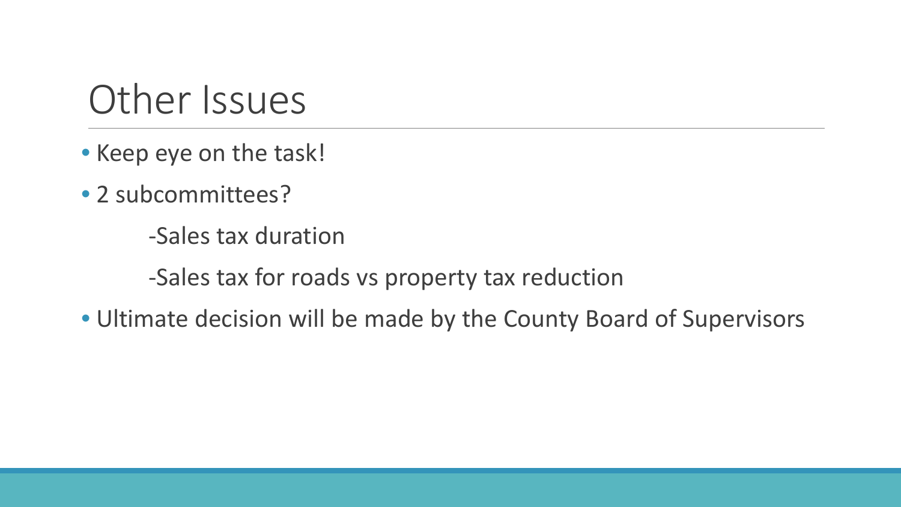# Other Issues

- Keep eye on the task!
- 2 subcommittees?
  - -Sales tax duration
  - -Sales tax for roads vs property tax reduction
- Ultimate decision will be made by the County Board of Supervisors